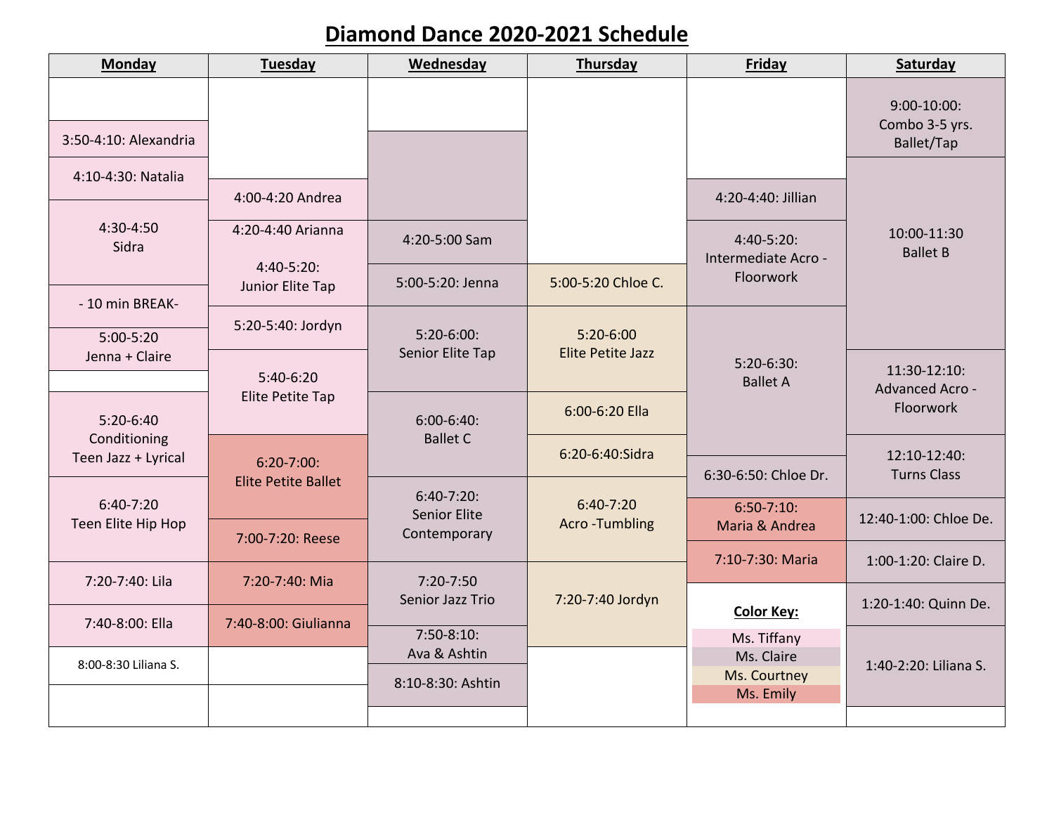# Diamond Dance 2020-2021 Schedule

| Monday | Tuesday | Wednesday | Thursday | Friday | Saturday |
|---|---|---|---|---|---|
| 3:50-4:10: Alexandria | 4:00-4:20 Andrea | 4:20-5:00 Sam | 5:00-5:20 Chloe C. | 4:20-4:40: Jillian | 9:00-10:00: Combo 3-5 yrs. Ballet/Tap |
| 4:10-4:30: Natalia | 4:20-4:40 Arianna | 5:00-5:20: Jenna | 5:20-6:00 Elite Petite Jazz | 4:40-5:20: Intermediate Acro - Floorwork | 10:00-11:30 Ballet B |
| 4:30-4:50 Sidra | 4:40-5:20: Junior Elite Tap | 5:20-6:00: Senior Elite Tap | 6:00-6:20 Ella | 5:20-6:30: Ballet A | 11:30-12:10: Advanced Acro - Floorwork |
| - 10 min BREAK- | 5:20-5:40: Jordyn | 6:00-6:40: Ballet C | 6:20-6:40:Sidra | 6:30-6:50: Chloe Dr. | 12:10-12:40: Turns Class |
| 5:00-5:20 Jenna + Claire | 5:40-6:20 Elite Petite Tap | 6:40-7:20: Senior Elite Contemporary | 6:40-7:20 Acro -Tumbling | 6:50-7:10: Maria & Andrea | 12:40-1:00: Chloe De. |
| 5:20-6:40 Conditioning Teen Jazz + Lyrical | 6:20-7:00: Elite Petite Ballet | 7:20-7:50 Senior Jazz Trio | 7:20-7:40 Jordyn | 7:10-7:30: Maria | 1:00-1:20: Claire D. |
| 6:40-7:20 Teen Elite Hip Hop | 7:00-7:20: Reese | 7:50-8:10: Ava & Ashtin | | | 1:20-1:40: Quinn De. |
| 7:20-7:40: Lila | 7:20-7:40: Mia | 8:10-8:30: Ashtin | | | 1:40-2:20: Liliana S. |
| 7:40-8:00: Ella | 7:40-8:00: Giulianna | | | | |
| 8:00-8:30 Liliana S. | | | | | |

**Color Key:**
- Ms. Tiffany
- Ms. Claire
- Ms. Courtney
- Ms. Emily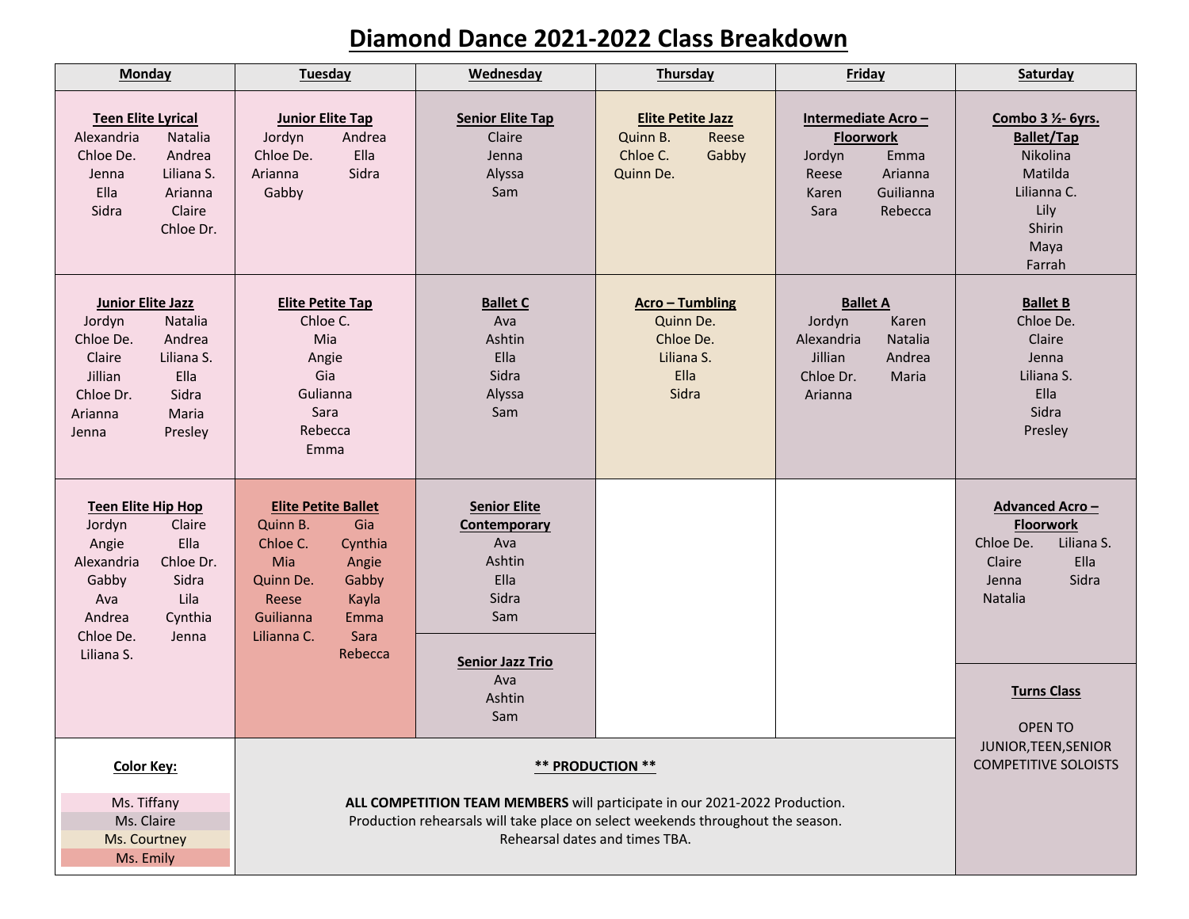# Diamond Dance 2021-2022 Class Breakdown

| Monday | Tuesday | Wednesday | Thursday | Friday | Saturday |
|---|---|---|---|---|---|
| **Teen Elite Lyrical**<br>Alexandria, Natalia, Chloe De., Andrea, Jenna, Liliana S., Ella, Arianna, Sidra, Claire, Chloe Dr. | **Junior Elite Tap**<br>Jordyn, Andrea, Chloe De., Ella, Arianna, Sidra, Gabby | **Senior Elite Tap**<br>Claire, Jenna, Alyssa, Sam | **Elite Petite Jazz**<br>Quinn B., Reese, Chloe C., Gabby, Quinn De. | **Intermediate Acro – Floorwork**<br>Jordyn, Emma, Reese, Arianna, Karen, Guilianna, Sara, Rebecca | **Combo 3 ½- 6yrs. Ballet/Tap**<br>Nikolina, Matilda, Lilianna C., Lily, Shirin, Maya, Farrah |
| **Junior Elite Jazz**<br>Jordyn, Natalia, Chloe De., Andrea, Claire, Liliana S., Jillian, Ella, Chloe Dr., Sidra, Arianna, Maria, Jenna, Presley | **Elite Petite Tap**<br>Chloe C., Mia, Angie, Gia, Gulianna, Sara, Rebecca, Emma | **Ballet C**<br>Ava, Ashtin, Ella, Sidra, Alyssa, Sam | **Acro – Tumbling**<br>Quinn De., Chloe De., Liliana S., Ella, Sidra | **Ballet A**<br>Jordyn, Karen, Alexandria, Natalia, Jillian, Andrea, Chloe Dr., Maria, Arianna | **Ballet B**<br>Chloe De., Claire, Jenna, Liliana S., Ella, Sidra, Presley |
| **Teen Elite Hip Hop**<br>Jordyn, Claire, Angie, Ella, Alexandria, Chloe Dr., Gabby, Sidra, Ava, Lila, Andrea, Cynthia, Chloe De., Jenna, Liliana S. | **Elite Petite Ballet**<br>Quinn B., Gia, Chloe C., Cynthia, Mia, Angie, Quinn De., Gabby, Reese, Kayla, Guilianna, Emma, Lilianna C., Sara, Rebecca | **Senior Elite Contemporary**<br>Ava, Ashtin, Ella, Sidra, Sam<br><br>**Senior Jazz Trio**<br>Ava, Ashtin, Sam | | | **Advanced Acro – Floorwork**<br>Chloe De., Liliana S., Claire, Ella, Jenna, Sidra, Natalia<br><br>**Turns Class**<br>OPEN TO JUNIOR,TEEN,SENIOR COMPETITIVE SOLOISTS |

**Color Key:**
- Ms. Tiffany
- Ms. Claire
- Ms. Courtney
- Ms. Emily

**\*\* PRODUCTION \*\***

**ALL COMPETITION TEAM MEMBERS** will participate in our 2021-2022 Production.
Production rehearsals will take place on select weekends throughout the season.
Rehearsal dates and times TBA.